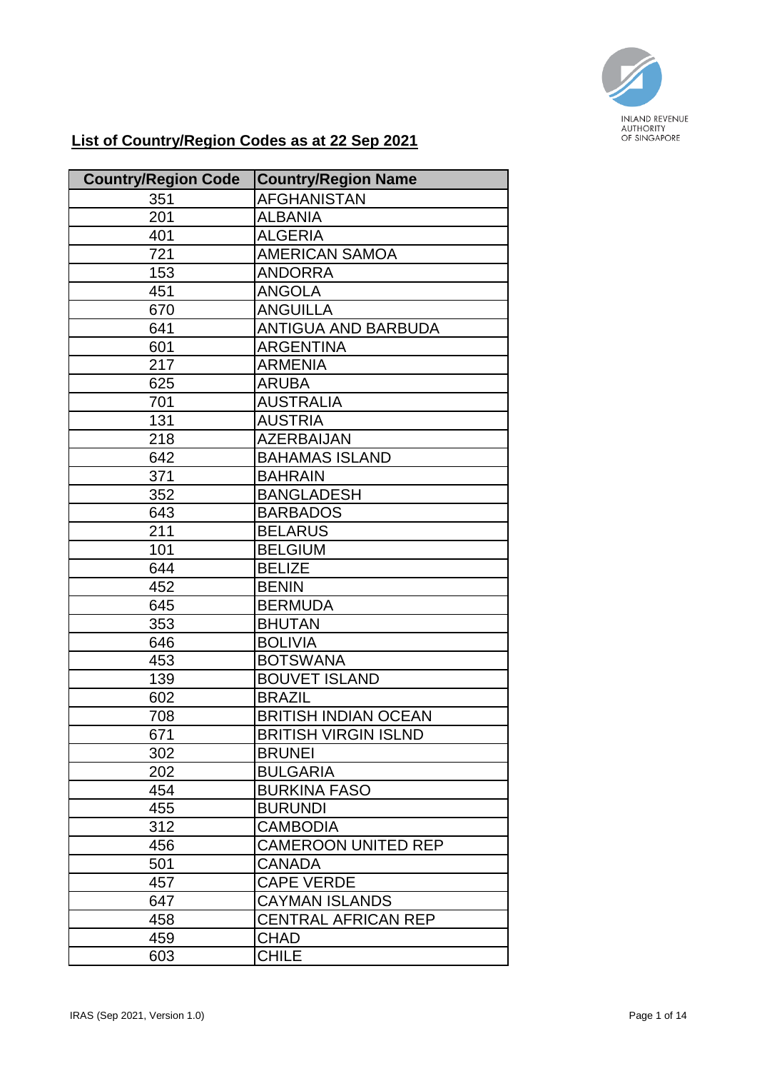## List of Country/Region Codes as at 22 Sep 2021

| Country/Region Code | Country/Region Name |
|---|---|
| 351 | AFGHANISTAN |
| 201 | ALBANIA |
| 401 | ALGERIA |
| 721 | AMERICAN SAMOA |
| 153 | ANDORRA |
| 451 | ANGOLA |
| 670 | ANGUILLA |
| 641 | ANTIGUA AND BARBUDA |
| 601 | ARGENTINA |
| 217 | ARMENIA |
| 625 | ARUBA |
| 701 | AUSTRALIA |
| 131 | AUSTRIA |
| 218 | AZERBAIJAN |
| 642 | BAHAMAS ISLAND |
| 371 | BAHRAIN |
| 352 | BANGLADESH |
| 643 | BARBADOS |
| 211 | BELARUS |
| 101 | BELGIUM |
| 644 | BELIZE |
| 452 | BENIN |
| 645 | BERMUDA |
| 353 | BHUTAN |
| 646 | BOLIVIA |
| 453 | BOTSWANA |
| 139 | BOUVET ISLAND |
| 602 | BRAZIL |
| 708 | BRITISH INDIAN OCEAN |
| 671 | BRITISH VIRGIN ISLND |
| 302 | BRUNEI |
| 202 | BULGARIA |
| 454 | BURKINA FASO |
| 455 | BURUNDI |
| 312 | CAMBODIA |
| 456 | CAMEROON UNITED REP |
| 501 | CANADA |
| 457 | CAPE VERDE |
| 647 | CAYMAN ISLANDS |
| 458 | CENTRAL AFRICAN REP |
| 459 | CHAD |
| 603 | CHILE |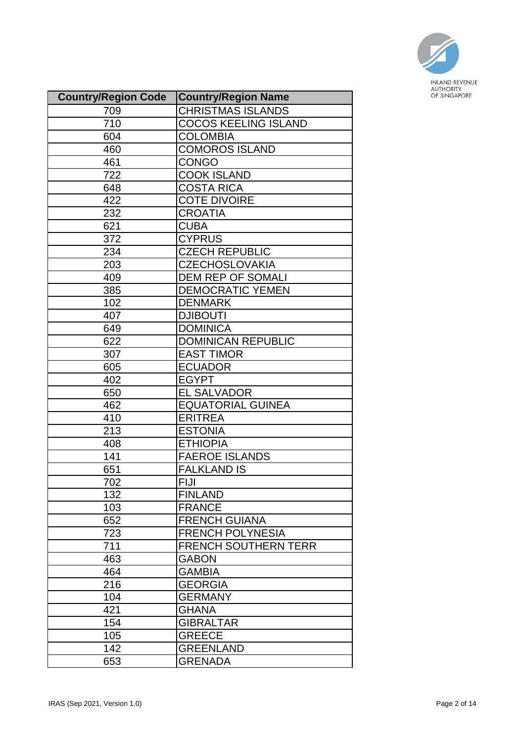| Country/Region Code | Country/Region Name |
|---|---|
| 709 | CHRISTMAS ISLANDS |
| 710 | COCOS KEELING ISLAND |
| 604 | COLOMBIA |
| 460 | COMOROS ISLAND |
| 461 | CONGO |
| 722 | COOK ISLAND |
| 648 | COSTA RICA |
| 422 | COTE DIVOIRE |
| 232 | CROATIA |
| 621 | CUBA |
| 372 | CYPRUS |
| 234 | CZECH REPUBLIC |
| 203 | CZECHOSLOVAKIA |
| 409 | DEM REP OF SOMALI |
| 385 | DEMOCRATIC YEMEN |
| 102 | DENMARK |
| 407 | DJIBOUTI |
| 649 | DOMINICA |
| 622 | DOMINICAN REPUBLIC |
| 307 | EAST TIMOR |
| 605 | ECUADOR |
| 402 | EGYPT |
| 650 | EL SALVADOR |
| 462 | EQUATORIAL GUINEA |
| 410 | ERITREA |
| 213 | ESTONIA |
| 408 | ETHIOPIA |
| 141 | FAEROE ISLANDS |
| 651 | FALKLAND IS |
| 702 | FIJI |
| 132 | FINLAND |
| 103 | FRANCE |
| 652 | FRENCH GUIANA |
| 723 | FRENCH POLYNESIA |
| 711 | FRENCH SOUTHERN TERR |
| 463 | GABON |
| 464 | GAMBIA |
| 216 | GEORGIA |
| 104 | GERMANY |
| 421 | GHANA |
| 154 | GIBRALTAR |
| 105 | GREECE |
| 142 | GREENLAND |
| 653 | GRENADA |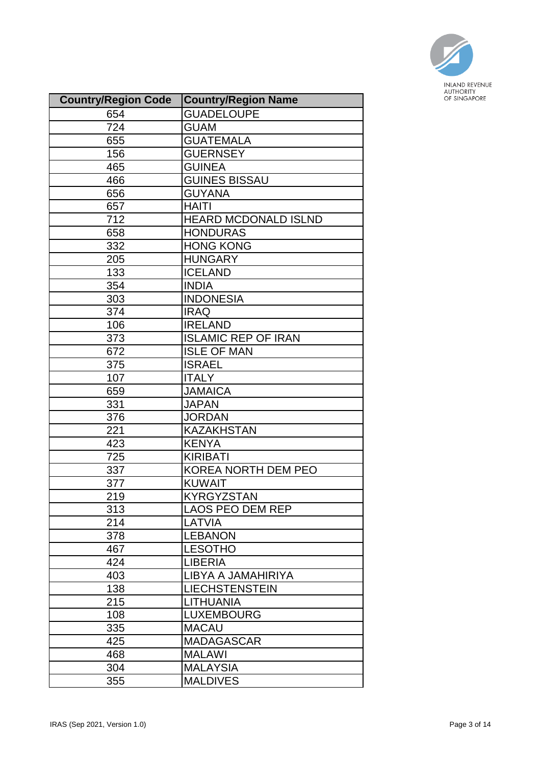| Country/Region Code | Country/Region Name |
|---|---|
| 654 | GUADELOUPE |
| 724 | GUAM |
| 655 | GUATEMALA |
| 156 | GUERNSEY |
| 465 | GUINEA |
| 466 | GUINES BISSAU |
| 656 | GUYANA |
| 657 | HAITI |
| 712 | HEARD MCDONALD ISLND |
| 658 | HONDURAS |
| 332 | HONG KONG |
| 205 | HUNGARY |
| 133 | ICELAND |
| 354 | INDIA |
| 303 | INDONESIA |
| 374 | IRAQ |
| 106 | IRELAND |
| 373 | ISLAMIC REP OF IRAN |
| 672 | ISLE OF MAN |
| 375 | ISRAEL |
| 107 | ITALY |
| 659 | JAMAICA |
| 331 | JAPAN |
| 376 | JORDAN |
| 221 | KAZAKHSTAN |
| 423 | KENYA |
| 725 | KIRIBATI |
| 337 | KOREA NORTH DEM PEO |
| 377 | KUWAIT |
| 219 | KYRGYZSTAN |
| 313 | LAOS PEO DEM REP |
| 214 | LATVIA |
| 378 | LEBANON |
| 467 | LESOTHO |
| 424 | LIBERIA |
| 403 | LIBYA A JAMAHIRIYA |
| 138 | LIECHSTENSTEIN |
| 215 | LITHUANIA |
| 108 | LUXEMBOURG |
| 335 | MACAU |
| 425 | MADAGASCAR |
| 468 | MALAWI |
| 304 | MALAYSIA |
| 355 | MALDIVES |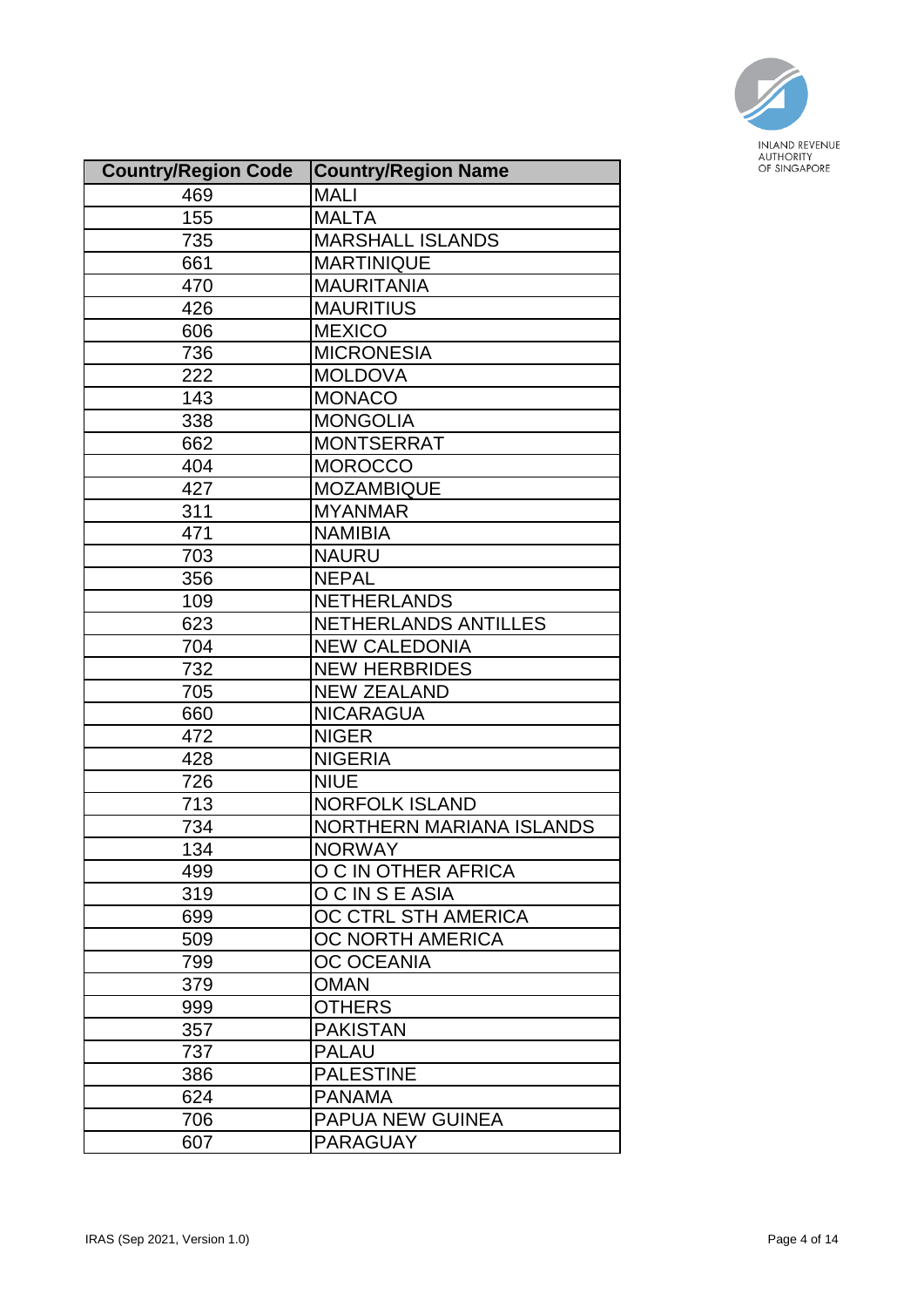| Country/Region Code | Country/Region Name |
| --- | --- |
| 469 | MALI |
| 155 | MALTA |
| 735 | MARSHALL ISLANDS |
| 661 | MARTINIQUE |
| 470 | MAURITANIA |
| 426 | MAURITIUS |
| 606 | MEXICO |
| 736 | MICRONESIA |
| 222 | MOLDOVA |
| 143 | MONACO |
| 338 | MONGOLIA |
| 662 | MONTSERRAT |
| 404 | MOROCCO |
| 427 | MOZAMBIQUE |
| 311 | MYANMAR |
| 471 | NAMIBIA |
| 703 | NAURU |
| 356 | NEPAL |
| 109 | NETHERLANDS |
| 623 | NETHERLANDS ANTILLES |
| 704 | NEW CALEDONIA |
| 732 | NEW HERBRIDES |
| 705 | NEW ZEALAND |
| 660 | NICARAGUA |
| 472 | NIGER |
| 428 | NIGERIA |
| 726 | NIUE |
| 713 | NORFOLK ISLAND |
| 734 | NORTHERN MARIANA ISLANDS |
| 134 | NORWAY |
| 499 | O C IN OTHER AFRICA |
| 319 | O C IN S E ASIA |
| 699 | OC CTRL STH AMERICA |
| 509 | OC NORTH AMERICA |
| 799 | OC OCEANIA |
| 379 | OMAN |
| 999 | OTHERS |
| 357 | PAKISTAN |
| 737 | PALAU |
| 386 | PALESTINE |
| 624 | PANAMA |
| 706 | PAPUA NEW GUINEA |
| 607 | PARAGUAY |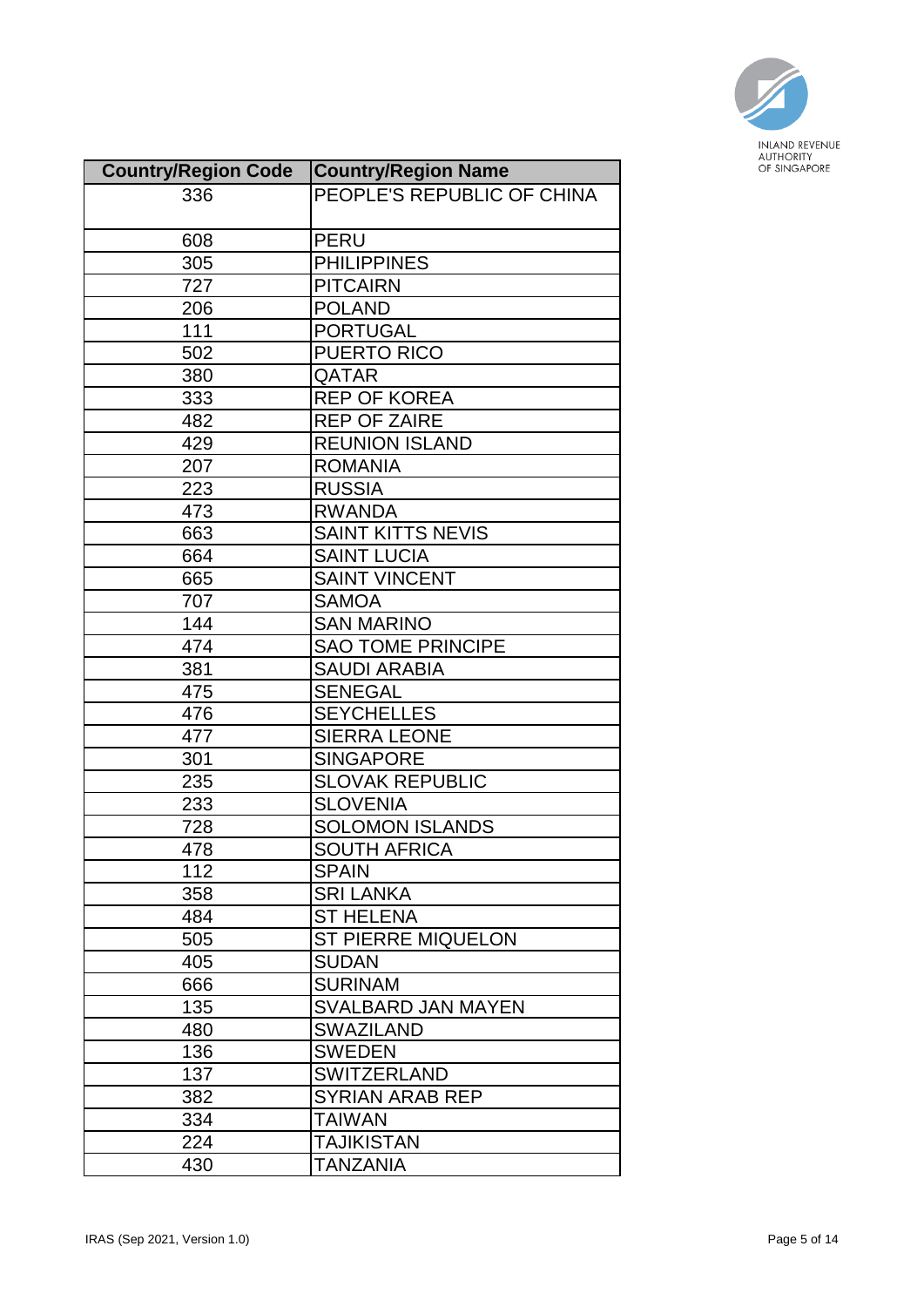| Country/Region Code | Country/Region Name |
| --- | --- |
| 336 | PEOPLE'S REPUBLIC OF CHINA |
| 608 | PERU |
| 305 | PHILIPPINES |
| 727 | PITCAIRN |
| 206 | POLAND |
| 111 | PORTUGAL |
| 502 | PUERTO RICO |
| 380 | QATAR |
| 333 | REP OF KOREA |
| 482 | REP OF ZAIRE |
| 429 | REUNION ISLAND |
| 207 | ROMANIA |
| 223 | RUSSIA |
| 473 | RWANDA |
| 663 | SAINT KITTS NEVIS |
| 664 | SAINT LUCIA |
| 665 | SAINT VINCENT |
| 707 | SAMOA |
| 144 | SAN MARINO |
| 474 | SAO TOME PRINCIPE |
| 381 | SAUDI ARABIA |
| 475 | SENEGAL |
| 476 | SEYCHELLES |
| 477 | SIERRA LEONE |
| 301 | SINGAPORE |
| 235 | SLOVAK REPUBLIC |
| 233 | SLOVENIA |
| 728 | SOLOMON ISLANDS |
| 478 | SOUTH AFRICA |
| 112 | SPAIN |
| 358 | SRI LANKA |
| 484 | ST HELENA |
| 505 | ST PIERRE MIQUELON |
| 405 | SUDAN |
| 666 | SURINAM |
| 135 | SVALBARD JAN MAYEN |
| 480 | SWAZILAND |
| 136 | SWEDEN |
| 137 | SWITZERLAND |
| 382 | SYRIAN ARAB REP |
| 334 | TAIWAN |
| 224 | TAJIKISTAN |
| 430 | TANZANIA |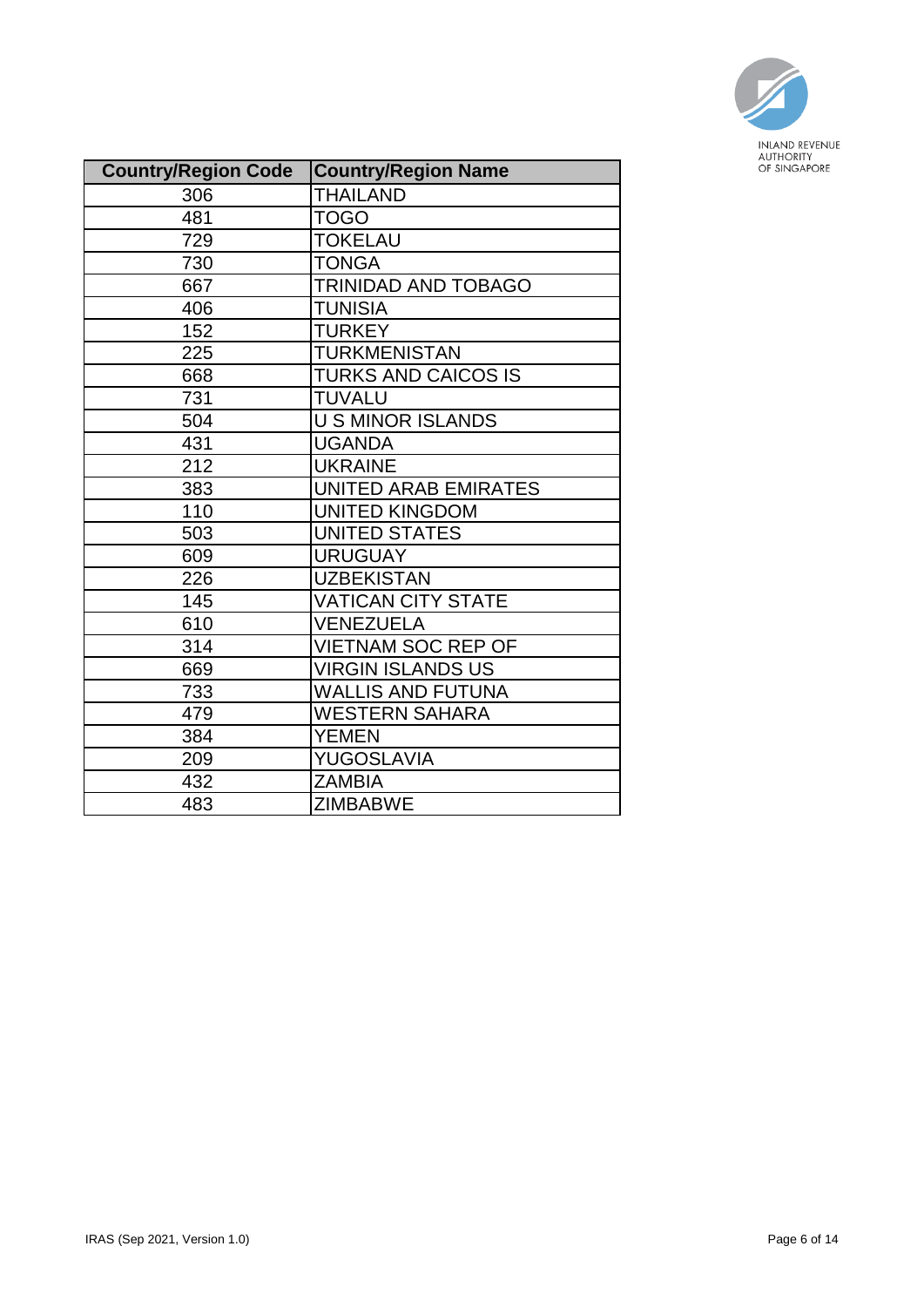| Country/Region Code | Country/Region Name |
|---|---|
| 306 | THAILAND |
| 481 | TOGO |
| 729 | TOKELAU |
| 730 | TONGA |
| 667 | TRINIDAD AND TOBAGO |
| 406 | TUNISIA |
| 152 | TURKEY |
| 225 | TURKMENISTAN |
| 668 | TURKS AND CAICOS IS |
| 731 | TUVALU |
| 504 | U S MINOR ISLANDS |
| 431 | UGANDA |
| 212 | UKRAINE |
| 383 | UNITED ARAB EMIRATES |
| 110 | UNITED KINGDOM |
| 503 | UNITED STATES |
| 609 | URUGUAY |
| 226 | UZBEKISTAN |
| 145 | VATICAN CITY STATE |
| 610 | VENEZUELA |
| 314 | VIETNAM SOC REP OF |
| 669 | VIRGIN ISLANDS US |
| 733 | WALLIS AND FUTUNA |
| 479 | WESTERN SAHARA |
| 384 | YEMEN |
| 209 | YUGOSLAVIA |
| 432 | ZAMBIA |
| 483 | ZIMBABWE |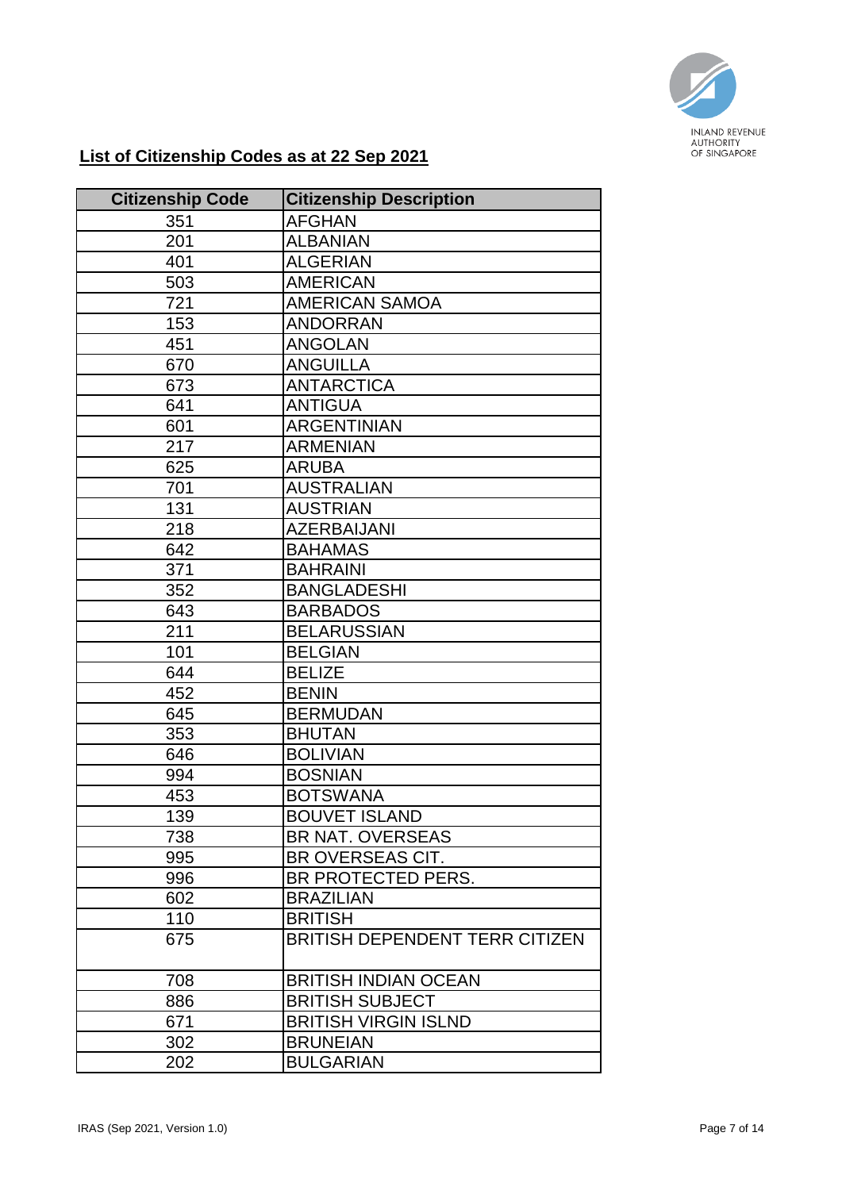## List of Citizenship Codes as at 22 Sep 2021

| Citizenship Code | Citizenship Description |
|---|---|
| 351 | AFGHAN |
| 201 | ALBANIAN |
| 401 | ALGERIAN |
| 503 | AMERICAN |
| 721 | AMERICAN SAMOA |
| 153 | ANDORRAN |
| 451 | ANGOLAN |
| 670 | ANGUILLA |
| 673 | ANTARCTICA |
| 641 | ANTIGUA |
| 601 | ARGENTINIAN |
| 217 | ARMENIAN |
| 625 | ARUBA |
| 701 | AUSTRALIAN |
| 131 | AUSTRIAN |
| 218 | AZERBAIJANI |
| 642 | BAHAMAS |
| 371 | BAHRAINI |
| 352 | BANGLADESHI |
| 643 | BARBADOS |
| 211 | BELARUSSIAN |
| 101 | BELGIAN |
| 644 | BELIZE |
| 452 | BENIN |
| 645 | BERMUDAN |
| 353 | BHUTAN |
| 646 | BOLIVIAN |
| 994 | BOSNIAN |
| 453 | BOTSWANA |
| 139 | BOUVET ISLAND |
| 738 | BR NAT. OVERSEAS |
| 995 | BR OVERSEAS CIT. |
| 996 | BR PROTECTED PERS. |
| 602 | BRAZILIAN |
| 110 | BRITISH |
| 675 | BRITISH DEPENDENT TERR CITIZEN |
| 708 | BRITISH INDIAN OCEAN |
| 886 | BRITISH SUBJECT |
| 671 | BRITISH VIRGIN ISLND |
| 302 | BRUNEIAN |
| 202 | BULGARIAN |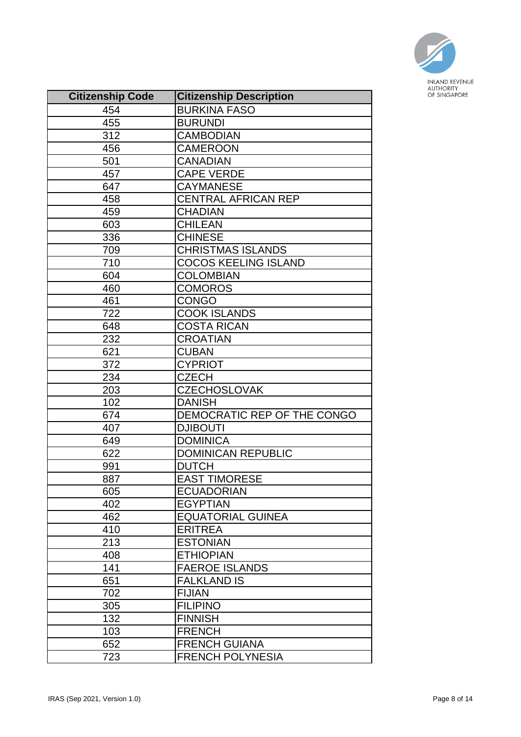| Citizenship Code | Citizenship Description |
| --- | --- |
| 454 | BURKINA FASO |
| 455 | BURUNDI |
| 312 | CAMBODIAN |
| 456 | CAMEROON |
| 501 | CANADIAN |
| 457 | CAPE VERDE |
| 647 | CAYMANESE |
| 458 | CENTRAL AFRICAN REP |
| 459 | CHADIAN |
| 603 | CHILEAN |
| 336 | CHINESE |
| 709 | CHRISTMAS ISLANDS |
| 710 | COCOS KEELING ISLAND |
| 604 | COLOMBIAN |
| 460 | COMOROS |
| 461 | CONGO |
| 722 | COOK ISLANDS |
| 648 | COSTA RICAN |
| 232 | CROATIAN |
| 621 | CUBAN |
| 372 | CYPRIOT |
| 234 | CZECH |
| 203 | CZECHOSLOVAK |
| 102 | DANISH |
| 674 | DEMOCRATIC REP OF THE CONGO |
| 407 | DJIBOUTI |
| 649 | DOMINICA |
| 622 | DOMINICAN REPUBLIC |
| 991 | DUTCH |
| 887 | EAST TIMORESE |
| 605 | ECUADORIAN |
| 402 | EGYPTIAN |
| 462 | EQUATORIAL GUINEA |
| 410 | ERITREA |
| 213 | ESTONIAN |
| 408 | ETHIOPIAN |
| 141 | FAEROE ISLANDS |
| 651 | FALKLAND IS |
| 702 | FIJIAN |
| 305 | FILIPINO |
| 132 | FINNISH |
| 103 | FRENCH |
| 652 | FRENCH GUIANA |
| 723 | FRENCH POLYNESIA |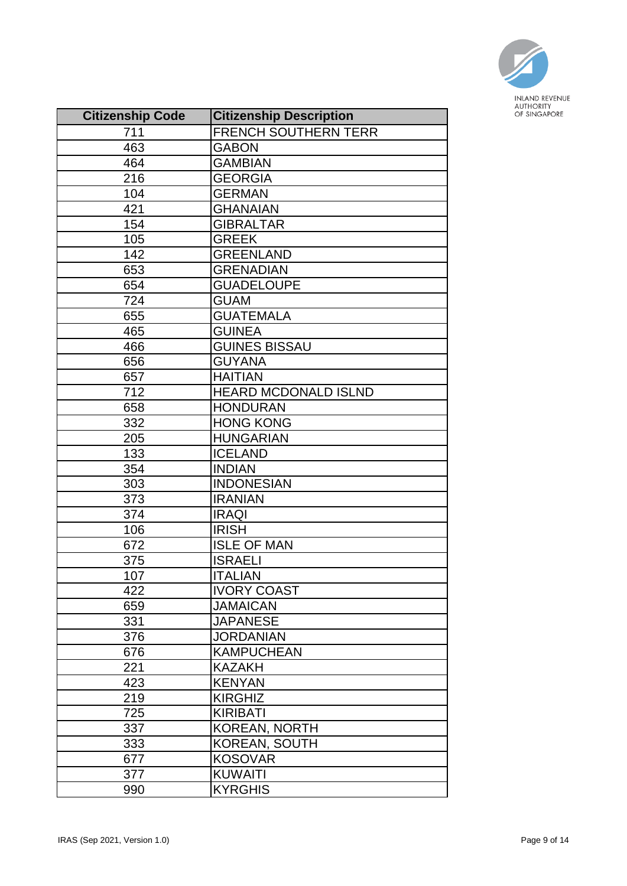| Citizenship Code | Citizenship Description |
|---|---|
| 711 | FRENCH SOUTHERN TERR |
| 463 | GABON |
| 464 | GAMBIAN |
| 216 | GEORGIA |
| 104 | GERMAN |
| 421 | GHANAIAN |
| 154 | GIBRALTAR |
| 105 | GREEK |
| 142 | GREENLAND |
| 653 | GRENADIAN |
| 654 | GUADELOUPE |
| 724 | GUAM |
| 655 | GUATEMALA |
| 465 | GUINEA |
| 466 | GUINES BISSAU |
| 656 | GUYANA |
| 657 | HAITIAN |
| 712 | HEARD MCDONALD ISLND |
| 658 | HONDURAN |
| 332 | HONG KONG |
| 205 | HUNGARIAN |
| 133 | ICELAND |
| 354 | INDIAN |
| 303 | INDONESIAN |
| 373 | IRANIAN |
| 374 | IRAQI |
| 106 | IRISH |
| 672 | ISLE OF MAN |
| 375 | ISRAELI |
| 107 | ITALIAN |
| 422 | IVORY COAST |
| 659 | JAMAICAN |
| 331 | JAPANESE |
| 376 | JORDANIAN |
| 676 | KAMPUCHEAN |
| 221 | KAZAKH |
| 423 | KENYAN |
| 219 | KIRGHIZ |
| 725 | KIRIBATI |
| 337 | KOREAN, NORTH |
| 333 | KOREAN, SOUTH |
| 677 | KOSOVAR |
| 377 | KUWAITI |
| 990 | KYRGHIS |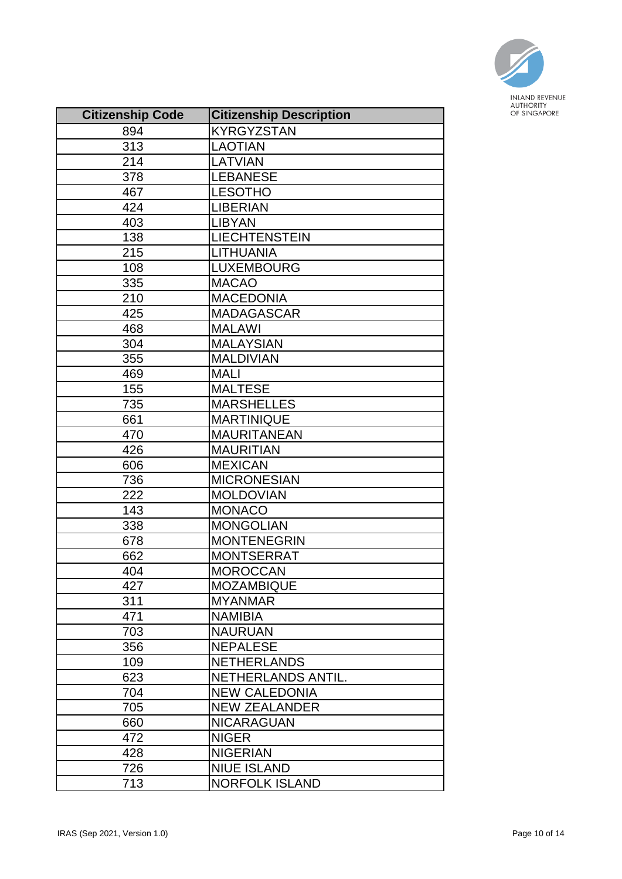| Citizenship Code | Citizenship Description |
| --- | --- |
| 894 | KYRGYZSTAN |
| 313 | LAOTIAN |
| 214 | LATVIAN |
| 378 | LEBANESE |
| 467 | LESOTHO |
| 424 | LIBERIAN |
| 403 | LIBYAN |
| 138 | LIECHTENSTEIN |
| 215 | LITHUANIA |
| 108 | LUXEMBOURG |
| 335 | MACAO |
| 210 | MACEDONIA |
| 425 | MADAGASCAR |
| 468 | MALAWI |
| 304 | MALAYSIAN |
| 355 | MALDIVIAN |
| 469 | MALI |
| 155 | MALTESE |
| 735 | MARSHELLES |
| 661 | MARTINIQUE |
| 470 | MAURITANEAN |
| 426 | MAURITIAN |
| 606 | MEXICAN |
| 736 | MICRONESIAN |
| 222 | MOLDOVIAN |
| 143 | MONACO |
| 338 | MONGOLIAN |
| 678 | MONTENEGRIN |
| 662 | MONTSERRAT |
| 404 | MOROCCAN |
| 427 | MOZAMBIQUE |
| 311 | MYANMAR |
| 471 | NAMIBIA |
| 703 | NAURUAN |
| 356 | NEPALESE |
| 109 | NETHERLANDS |
| 623 | NETHERLANDS ANTIL. |
| 704 | NEW CALEDONIA |
| 705 | NEW ZEALANDER |
| 660 | NICARAGUAN |
| 472 | NIGER |
| 428 | NIGERIAN |
| 726 | NIUE ISLAND |
| 713 | NORFOLK ISLAND |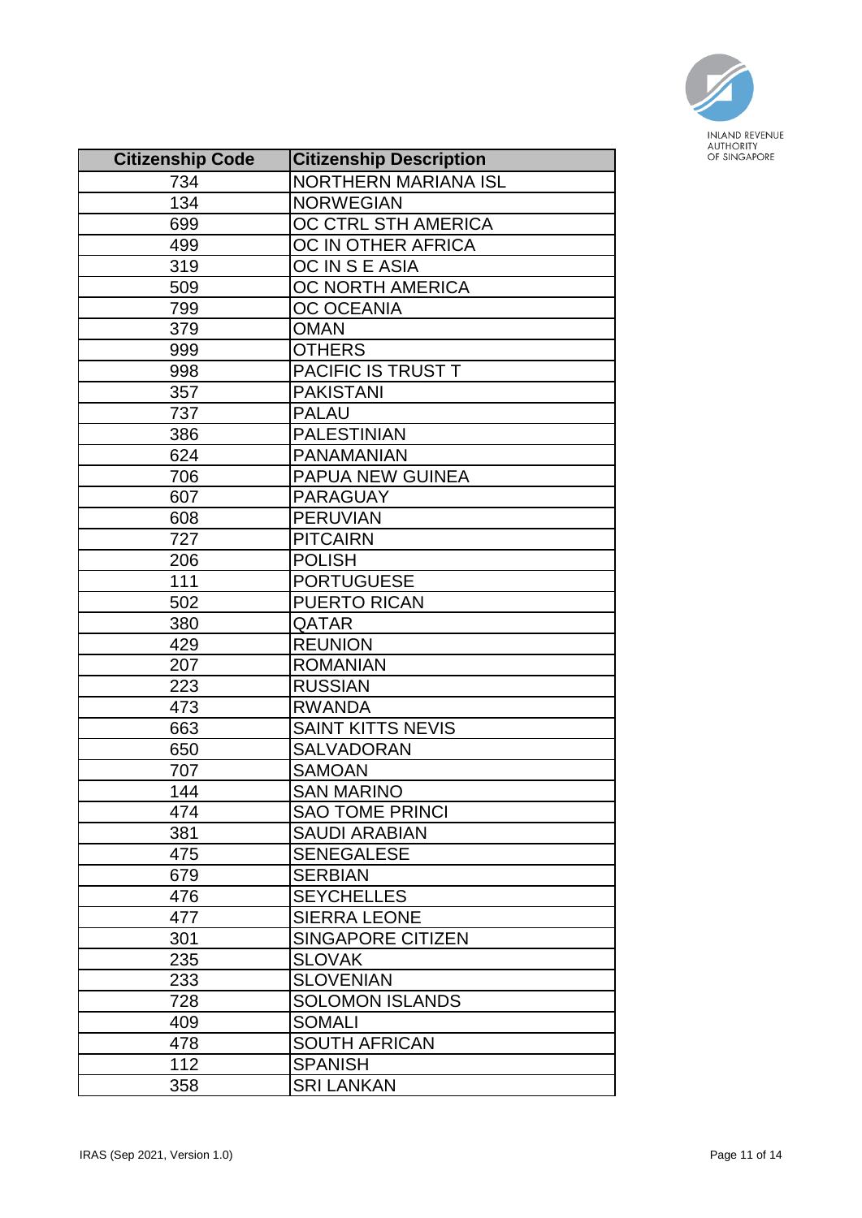| Citizenship Code | Citizenship Description |
|---|---|
| 734 | NORTHERN MARIANA ISL |
| 134 | NORWEGIAN |
| 699 | OC CTRL STH AMERICA |
| 499 | OC IN OTHER AFRICA |
| 319 | OC IN S E ASIA |
| 509 | OC NORTH AMERICA |
| 799 | OC OCEANIA |
| 379 | OMAN |
| 999 | OTHERS |
| 998 | PACIFIC IS TRUST T |
| 357 | PAKISTANI |
| 737 | PALAU |
| 386 | PALESTINIAN |
| 624 | PANAMANIAN |
| 706 | PAPUA NEW GUINEA |
| 607 | PARAGUAY |
| 608 | PERUVIAN |
| 727 | PITCAIRN |
| 206 | POLISH |
| 111 | PORTUGUESE |
| 502 | PUERTO RICAN |
| 380 | QATAR |
| 429 | REUNION |
| 207 | ROMANIAN |
| 223 | RUSSIAN |
| 473 | RWANDA |
| 663 | SAINT KITTS NEVIS |
| 650 | SALVADORAN |
| 707 | SAMOAN |
| 144 | SAN MARINO |
| 474 | SAO TOME PRINCI |
| 381 | SAUDI ARABIAN |
| 475 | SENEGALESE |
| 679 | SERBIAN |
| 476 | SEYCHELLES |
| 477 | SIERRA LEONE |
| 301 | SINGAPORE CITIZEN |
| 235 | SLOVAK |
| 233 | SLOVENIAN |
| 728 | SOLOMON ISLANDS |
| 409 | SOMALI |
| 478 | SOUTH AFRICAN |
| 112 | SPANISH |
| 358 | SRI LANKAN |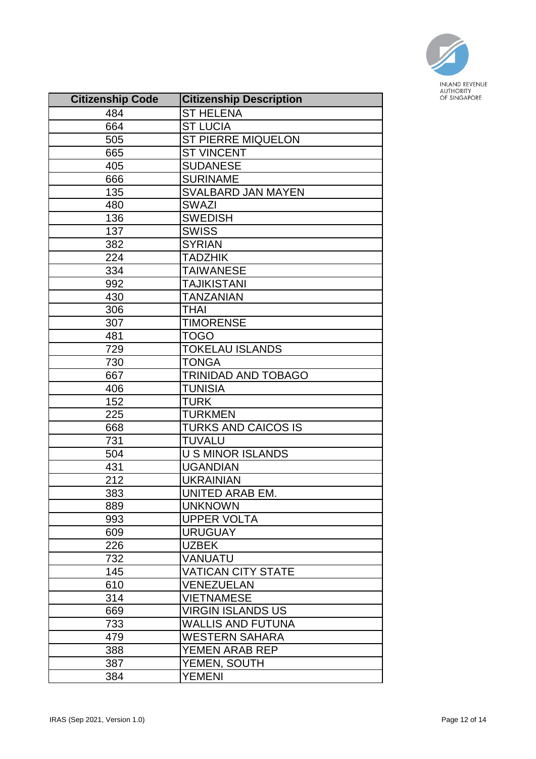| Citizenship Code | Citizenship Description |
| --- | --- |
| 484 | ST HELENA |
| 664 | ST LUCIA |
| 505 | ST PIERRE MIQUELON |
| 665 | ST VINCENT |
| 405 | SUDANESE |
| 666 | SURINAME |
| 135 | SVALBARD JAN MAYEN |
| 480 | SWAZI |
| 136 | SWEDISH |
| 137 | SWISS |
| 382 | SYRIAN |
| 224 | TADZHIK |
| 334 | TAIWANESE |
| 992 | TAJIKISTANI |
| 430 | TANZANIAN |
| 306 | THAI |
| 307 | TIMORENSE |
| 481 | TOGO |
| 729 | TOKELAU ISLANDS |
| 730 | TONGA |
| 667 | TRINIDAD AND TOBAGO |
| 406 | TUNISIA |
| 152 | TURK |
| 225 | TURKMEN |
| 668 | TURKS AND CAICOS IS |
| 731 | TUVALU |
| 504 | U S MINOR ISLANDS |
| 431 | UGANDIAN |
| 212 | UKRAINIAN |
| 383 | UNITED ARAB EM. |
| 889 | UNKNOWN |
| 993 | UPPER VOLTA |
| 609 | URUGUAY |
| 226 | UZBEK |
| 732 | VANUATU |
| 145 | VATICAN CITY STATE |
| 610 | VENEZUELAN |
| 314 | VIETNAMESE |
| 669 | VIRGIN ISLANDS US |
| 733 | WALLIS AND FUTUNA |
| 479 | WESTERN SAHARA |
| 388 | YEMEN ARAB REP |
| 387 | YEMEN, SOUTH |
| 384 | YEMENI |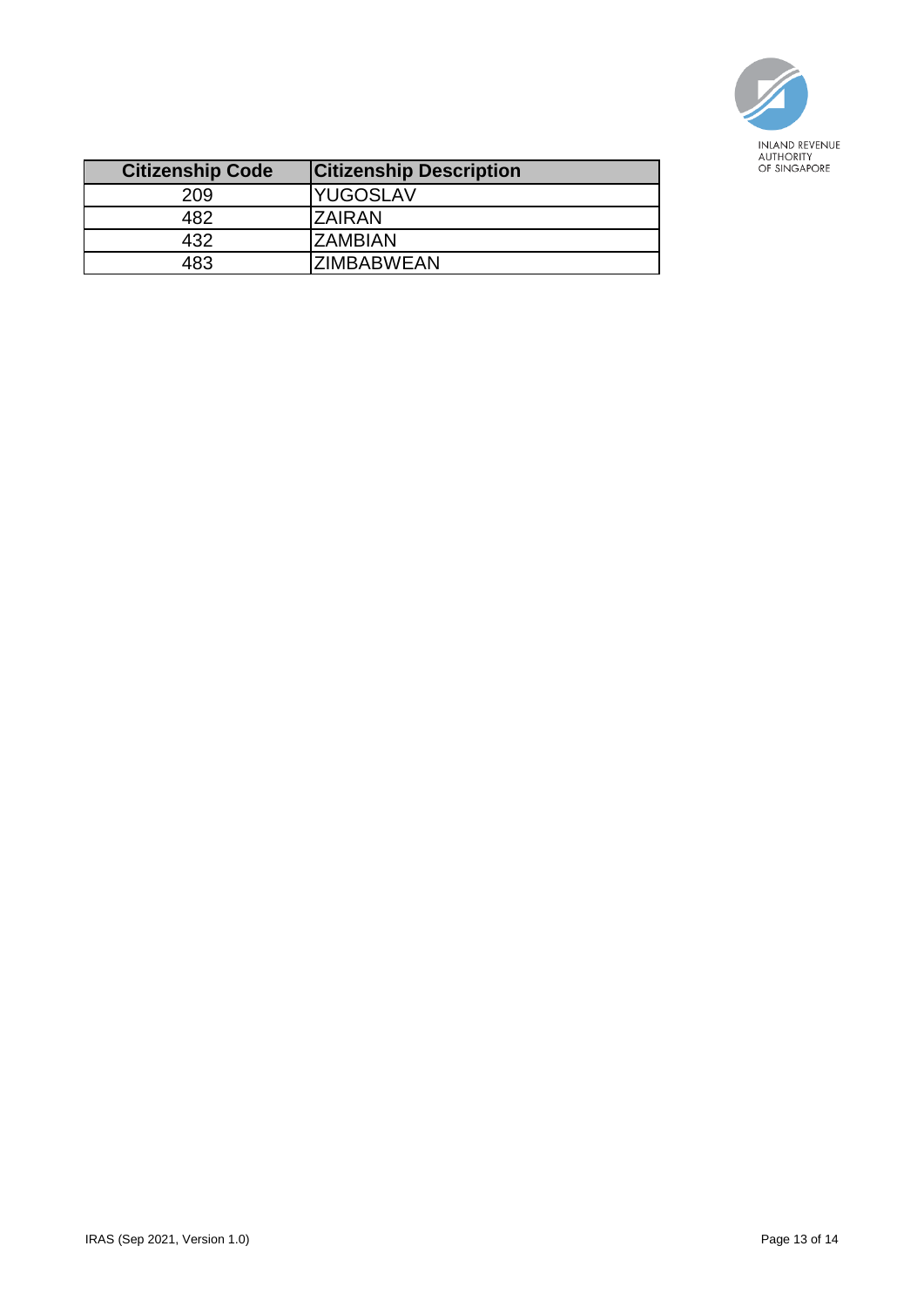| Citizenship Code | Citizenship Description |
|---|---|
| 209 | YUGOSLAV |
| 482 | ZAIRAN |
| 432 | ZAMBIAN |
| 483 | ZIMBABWEAN |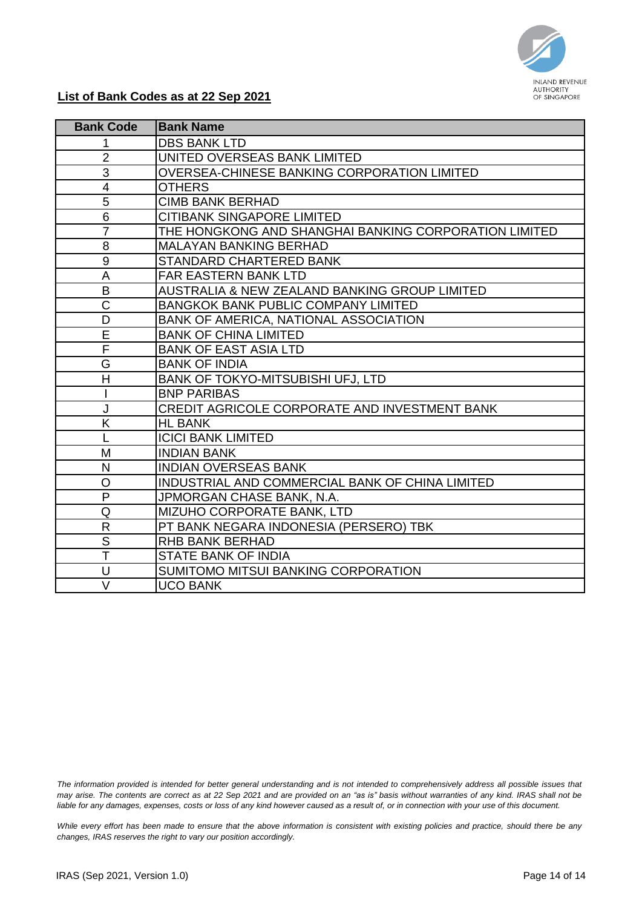**List of Bank Codes as at 22 Sep 2021**

| Bank Code | Bank Name |
|---|---|
| 1 | DBS BANK LTD |
| 2 | UNITED OVERSEAS BANK LIMITED |
| 3 | OVERSEA-CHINESE BANKING CORPORATION LIMITED |
| 4 | OTHERS |
| 5 | CIMB BANK BERHAD |
| 6 | CITIBANK SINGAPORE LIMITED |
| 7 | THE HONGKONG AND SHANGHAI BANKING CORPORATION LIMITED |
| 8 | MALAYAN BANKING BERHAD |
| 9 | STANDARD CHARTERED BANK |
| A | FAR EASTERN BANK LTD |
| B | AUSTRALIA & NEW ZEALAND BANKING GROUP LIMITED |
| C | BANGKOK BANK PUBLIC COMPANY LIMITED |
| D | BANK OF AMERICA, NATIONAL ASSOCIATION |
| E | BANK OF CHINA LIMITED |
| F | BANK OF EAST ASIA LTD |
| G | BANK OF INDIA |
| H | BANK OF TOKYO-MITSUBISHI UFJ, LTD |
| I | BNP PARIBAS |
| J | CREDIT AGRICOLE CORPORATE AND INVESTMENT BANK |
| K | HL BANK |
| L | ICICI BANK LIMITED |
| M | INDIAN BANK |
| N | INDIAN OVERSEAS BANK |
| O | INDUSTRIAL AND COMMERCIAL BANK OF CHINA LIMITED |
| P | JPMORGAN CHASE BANK, N.A. |
| Q | MIZUHO CORPORATE BANK, LTD |
| R | PT BANK NEGARA INDONESIA (PERSERO) TBK |
| S | RHB BANK BERHAD |
| T | STATE BANK OF INDIA |
| U | SUMITOMO MITSUI BANKING CORPORATION |
| V | UCO BANK |

*The information provided is intended for better general understanding and is not intended to comprehensively address all possible issues that may arise. The contents are correct as at 22 Sep 2021 and are provided on an "as is" basis without warranties of any kind. IRAS shall not be liable for any damages, expenses, costs or loss of any kind however caused as a result of, or in connection with your use of this document.*

*While every effort has been made to ensure that the above information is consistent with existing policies and practice, should there be any changes, IRAS reserves the right to vary our position accordingly.*